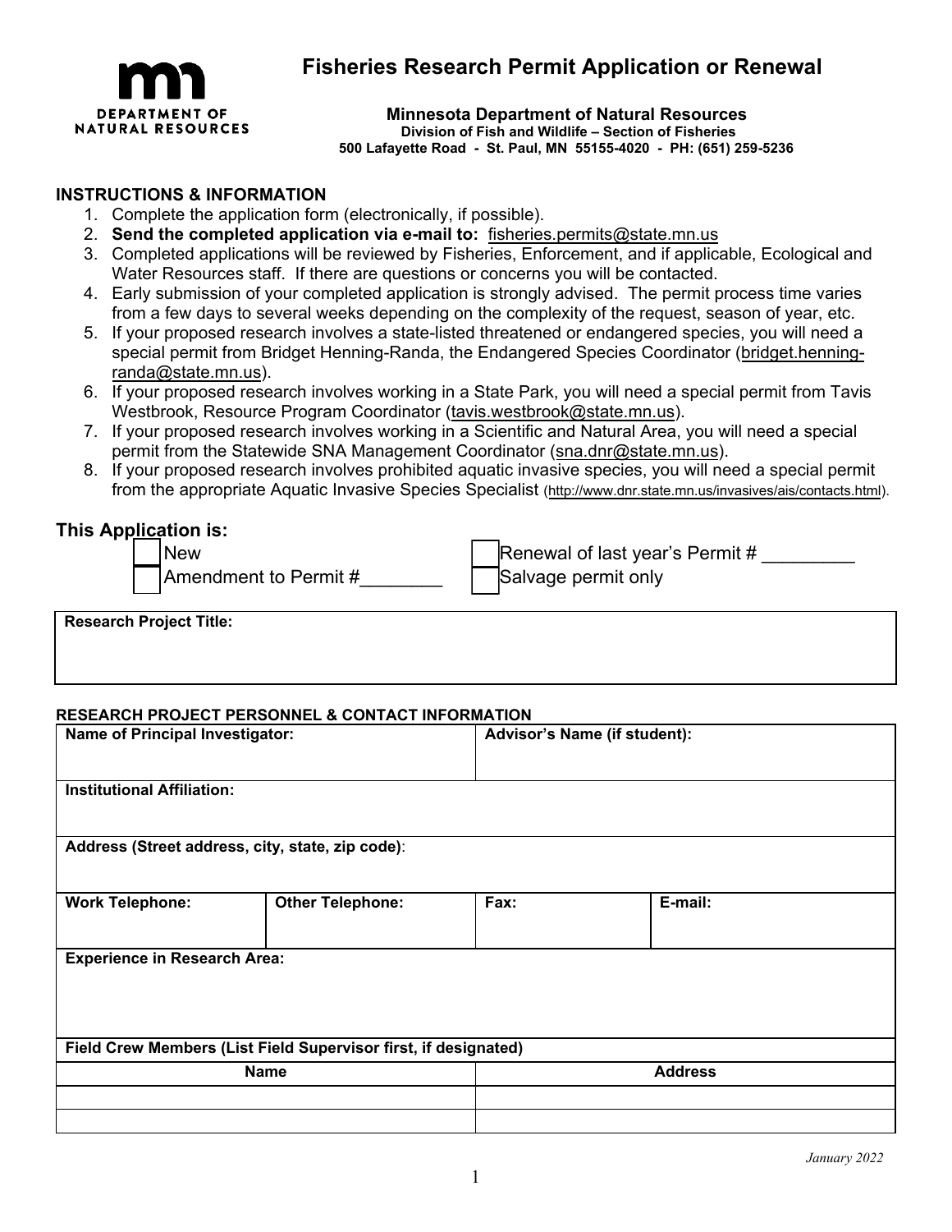# Fisheries Research Permit Application or Renewal

DEPARTMENT OF NATURAL RESOURCES

**Minnesota Department of Natural Resources**
**Division of Fish and Wildlife – Section of Fisheries**
**500 Lafayette Road - St. Paul, MN 55155-4020 - PH: (651) 259-5236**

## INSTRUCTIONS & INFORMATION

1. Complete the application form (electronically, if possible).
2. **Send the completed application via e-mail to:** fisheries.permits@state.mn.us
3. Completed applications will be reviewed by Fisheries, Enforcement, and if applicable, Ecological and Water Resources staff. If there are questions or concerns you will be contacted.
4. Early submission of your completed application is strongly advised. The permit process time varies from a few days to several weeks depending on the complexity of the request, season of year, etc.
5. If your proposed research involves a state-listed threatened or endangered species, you will need a special permit from Bridget Henning-Randa, the Endangered Species Coordinator (bridget.henning-randa@state.mn.us).
6. If your proposed research involves working in a State Park, you will need a special permit from Tavis Westbrook, Resource Program Coordinator (tavis.westbrook@state.mn.us).
7. If your proposed research involves working in a Scientific and Natural Area, you will need a special permit from the Statewide SNA Management Coordinator (sna.dnr@state.mn.us).
8. If your proposed research involves prohibited aquatic invasive species, you will need a special permit from the appropriate Aquatic Invasive Species Specialist (http://www.dnr.state.mn.us/invasives/ais/contacts.html).

## This Application is:

- ☐ New
- ☐ Renewal of last year's Permit # _________
- ☐ Amendment to Permit #________
- ☐ Salvage permit only

| **Research Project Title:** |
|---|
| |

**RESEARCH PROJECT PERSONNEL & CONTACT INFORMATION**

| **Name of Principal Investigator:** | | **Advisor's Name (if student):** | |
|---|---|---|---|
| **Institutional Affiliation:** | | | |
| **Address (Street address, city, state, zip code)**: | | | |
| **Work Telephone:** | **Other Telephone:** | **Fax:** | **E-mail:** |
| **Experience in Research Area:** | | | |

**Field Crew Members (List Field Supervisor first, if designated)**

| **Name** | **Address** |
|---|---|
| | |
| | |

*January 2022*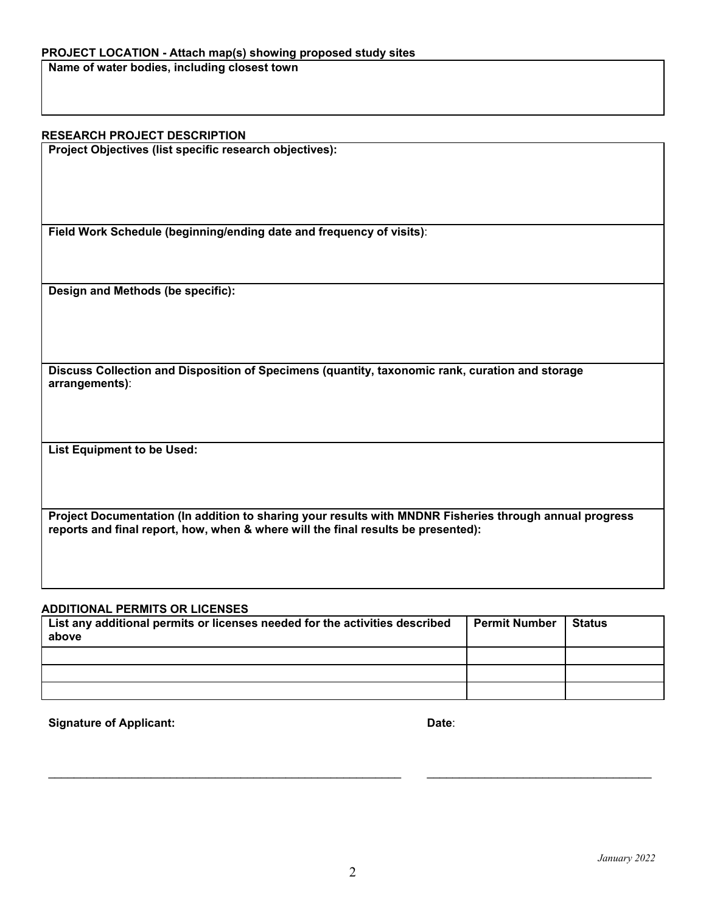**PROJECT LOCATION - Attach map(s) showing proposed study sites**

**Name of water bodies, including closest town**

**RESEARCH PROJECT DESCRIPTION**

**Project Objectives (list specific research objectives):**

**Field Work Schedule (beginning/ending date and frequency of visits)**:

**Design and Methods (be specific):**

**Discuss Collection and Disposition of Specimens (quantity, taxonomic rank, curation and storage arrangements)**:

**List Equipment to be Used:**

**Project Documentation (In addition to sharing your results with MNDNR Fisheries through annual progress reports and final report, how, when & where will the final results be presented):**

**ADDITIONAL PERMITS OR LICENSES**

| List any additional permits or licenses needed for the activities described above | Permit Number | Status |
|---|---|---|
| | | |
| | | |
| | | |

**Signature of Applicant:** \_\_\_\_\_\_\_\_\_\_\_\_\_\_\_\_\_\_\_\_\_\_\_\_\_\_\_\_\_\_\_\_\_\_\_\_\_\_\_\_\_\_\_\_\_\_\_\_

**Date**: \_\_\_\_\_\_\_\_\_\_\_\_\_\_\_\_\_\_\_\_\_\_\_\_\_\_\_\_\_\_\_\_

*January 2022*